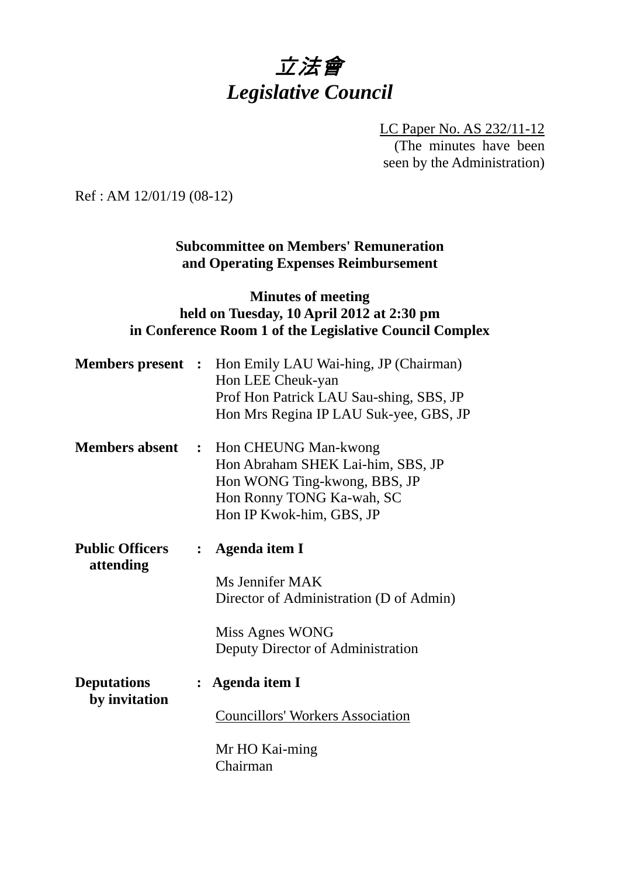# 立法會
# *Legislative Council*

LC Paper No. AS 232/11-12
(The minutes have been seen by the Administration)

Ref : AM 12/01/19 (08-12)

**Subcommittee on Members' Remuneration and Operating Expenses Reimbursement**

**Minutes of meeting held on Tuesday, 10 April 2012 at 2:30 pm in Conference Room 1 of the Legislative Council Complex**

**Members present** : Hon Emily LAU Wai-hing, JP (Chairman)
Hon LEE Cheuk-yan
Prof Hon Patrick LAU Sau-shing, SBS, JP
Hon Mrs Regina IP LAU Suk-yee, GBS, JP

**Members absent** : Hon CHEUNG Man-kwong
Hon Abraham SHEK Lai-him, SBS, JP
Hon WONG Ting-kwong, BBS, JP
Hon Ronny TONG Ka-wah, SC
Hon IP Kwok-him, GBS, JP

**Public Officers attending** : **Agenda item I**

Ms Jennifer MAK
Director of Administration (D of Admin)

Miss Agnes WONG
Deputy Director of Administration

**Deputations by invitation** : **Agenda item I**

Councillors' Workers Association

Mr HO Kai-ming
Chairman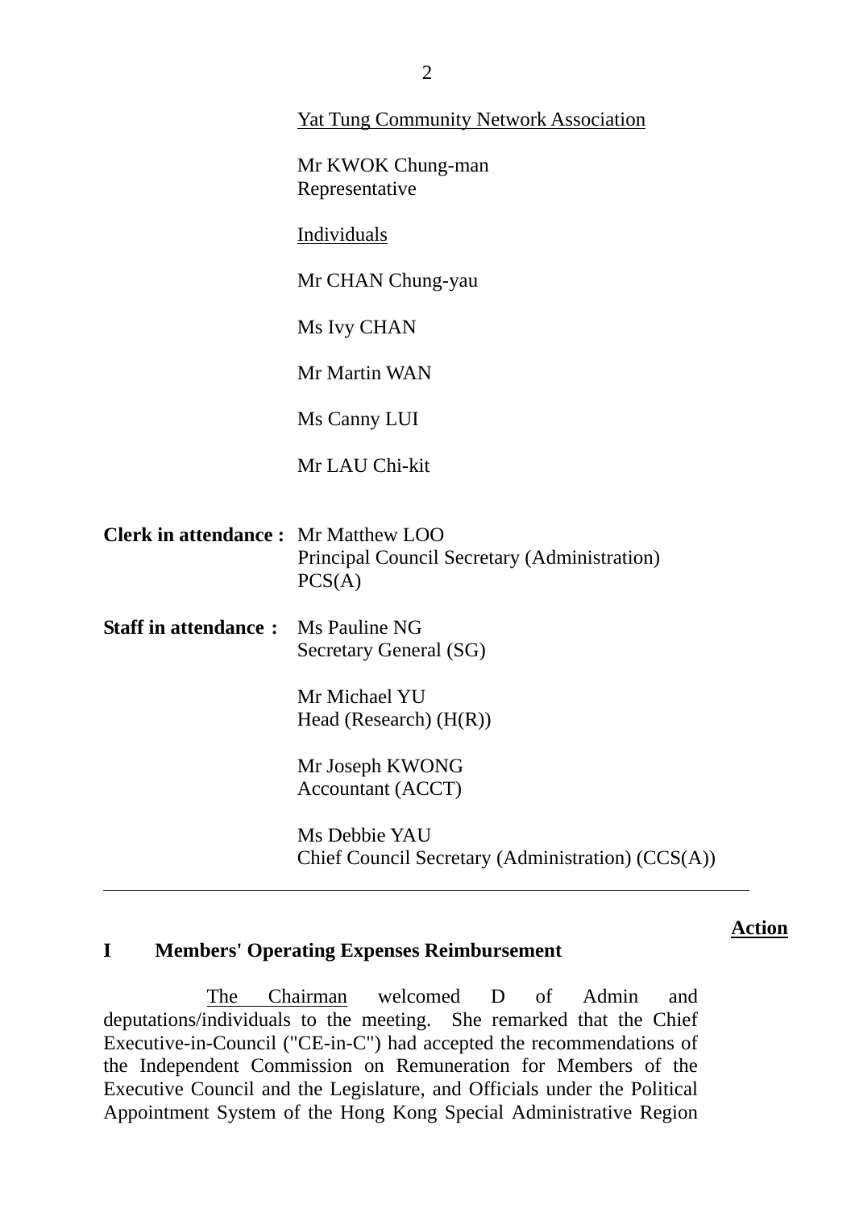Yat Tung Community Network Association

Mr KWOK Chung-man
Representative

Individuals

Mr CHAN Chung-yau

Ms Ivy CHAN

Mr Martin WAN

Ms Canny LUI

Mr LAU Chi-kit

**Clerk in attendance :** Mr Matthew LOO
Principal Council Secretary (Administration)
PCS(A)

**Staff in attendance :** Ms Pauline NG
Secretary General (SG)

Mr Michael YU
Head (Research) (H(R))

Mr Joseph KWONG
Accountant (ACCT)

Ms Debbie YAU
Chief Council Secretary (Administration) (CCS(A))

---

**Action**

## I Members' Operating Expenses Reimbursement

The Chairman welcomed D of Admin and deputations/individuals to the meeting. She remarked that the Chief Executive-in-Council ("CE-in-C") had accepted the recommendations of the Independent Commission on Remuneration for Members of the Executive Council and the Legislature, and Officials under the Political Appointment System of the Hong Kong Special Administrative Region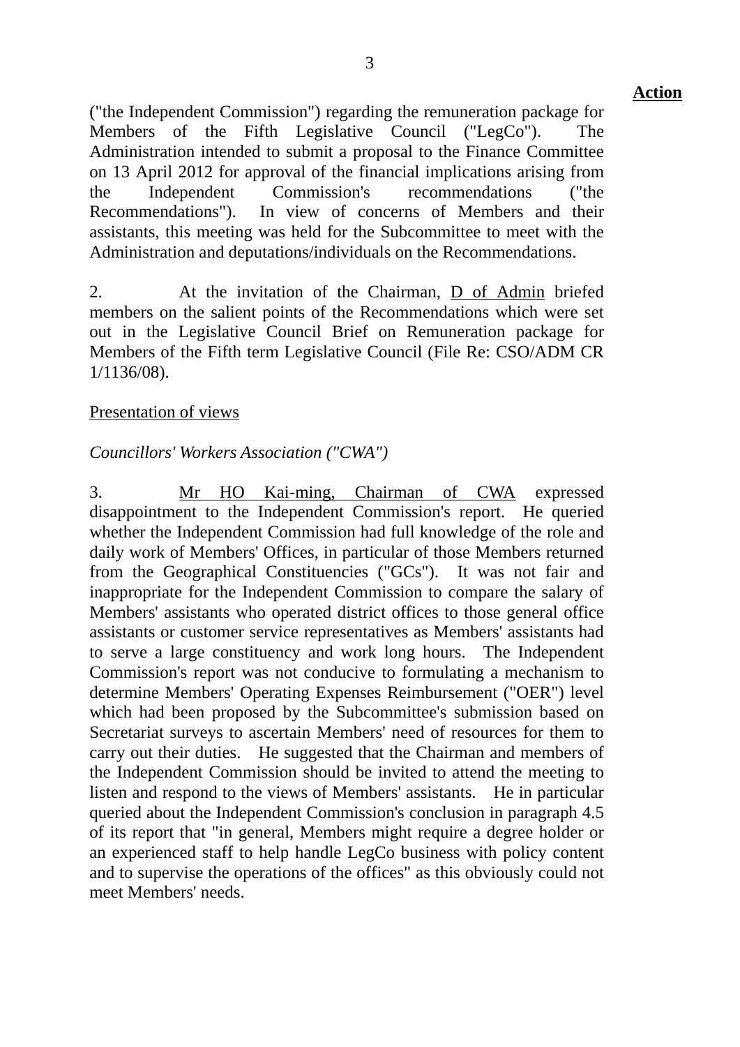**Action**

("the Independent Commission") regarding the remuneration package for Members of the Fifth Legislative Council ("LegCo"). The Administration intended to submit a proposal to the Finance Committee on 13 April 2012 for approval of the financial implications arising from the Independent Commission's recommendations ("the Recommendations"). In view of concerns of Members and their assistants, this meeting was held for the Subcommittee to meet with the Administration and deputations/individuals on the Recommendations.

2. At the invitation of the Chairman, D of Admin briefed members on the salient points of the Recommendations which were set out in the Legislative Council Brief on Remuneration package for Members of the Fifth term Legislative Council (File Re: CSO/ADM CR 1/1136/08).

Presentation of views

*Councillors' Workers Association ("CWA")*

3. Mr HO Kai-ming, Chairman of CWA expressed disappointment to the Independent Commission's report. He queried whether the Independent Commission had full knowledge of the role and daily work of Members' Offices, in particular of those Members returned from the Geographical Constituencies ("GCs"). It was not fair and inappropriate for the Independent Commission to compare the salary of Members' assistants who operated district offices to those general office assistants or customer service representatives as Members' assistants had to serve a large constituency and work long hours. The Independent Commission's report was not conducive to formulating a mechanism to determine Members' Operating Expenses Reimbursement ("OER") level which had been proposed by the Subcommittee's submission based on Secretariat surveys to ascertain Members' need of resources for them to carry out their duties. He suggested that the Chairman and members of the Independent Commission should be invited to attend the meeting to listen and respond to the views of Members' assistants. He in particular queried about the Independent Commission's conclusion in paragraph 4.5 of its report that "in general, Members might require a degree holder or an experienced staff to help handle LegCo business with policy content and to supervise the operations of the offices" as this obviously could not meet Members' needs.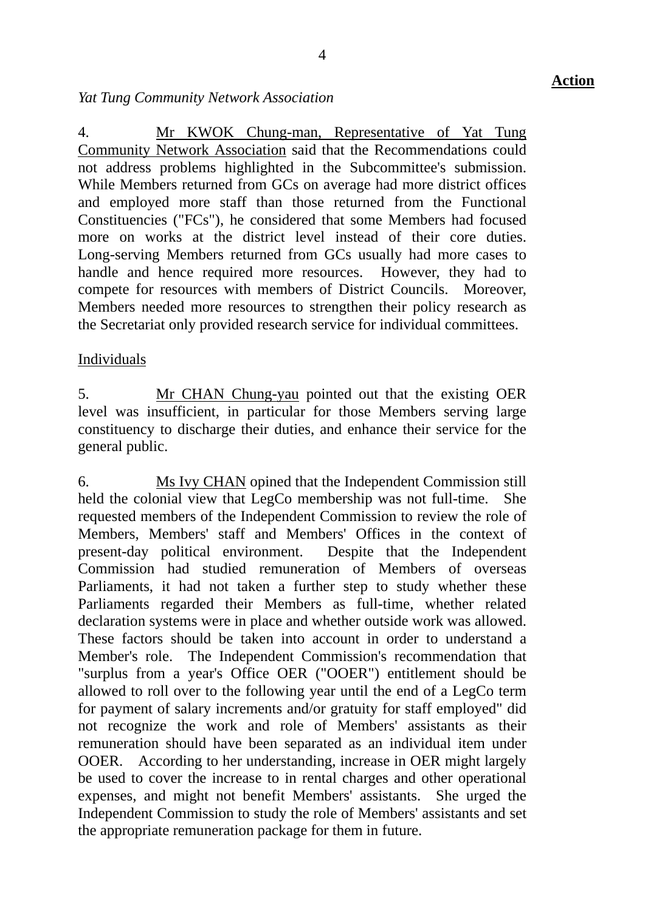**Action**

*Yat Tung Community Network Association*

4. Mr KWOK Chung-man, Representative of Yat Tung Community Network Association said that the Recommendations could not address problems highlighted in the Subcommittee's submission. While Members returned from GCs on average had more district offices and employed more staff than those returned from the Functional Constituencies ("FCs"), he considered that some Members had focused more on works at the district level instead of their core duties. Long-serving Members returned from GCs usually had more cases to handle and hence required more resources. However, they had to compete for resources with members of District Councils. Moreover, Members needed more resources to strengthen their policy research as the Secretariat only provided research service for individual committees.

Individuals

5. Mr CHAN Chung-yau pointed out that the existing OER level was insufficient, in particular for those Members serving large constituency to discharge their duties, and enhance their service for the general public.

6. Ms Ivy CHAN opined that the Independent Commission still held the colonial view that LegCo membership was not full-time. She requested members of the Independent Commission to review the role of Members, Members' staff and Members' Offices in the context of present-day political environment. Despite that the Independent Commission had studied remuneration of Members of overseas Parliaments, it had not taken a further step to study whether these Parliaments regarded their Members as full-time, whether related declaration systems were in place and whether outside work was allowed. These factors should be taken into account in order to understand a Member's role. The Independent Commission's recommendation that "surplus from a year's Office OER ("OOER") entitlement should be allowed to roll over to the following year until the end of a LegCo term for payment of salary increments and/or gratuity for staff employed" did not recognize the work and role of Members' assistants as their remuneration should have been separated as an individual item under OOER. According to her understanding, increase in OER might largely be used to cover the increase to in rental charges and other operational expenses, and might not benefit Members' assistants. She urged the Independent Commission to study the role of Members' assistants and set the appropriate remuneration package for them in future.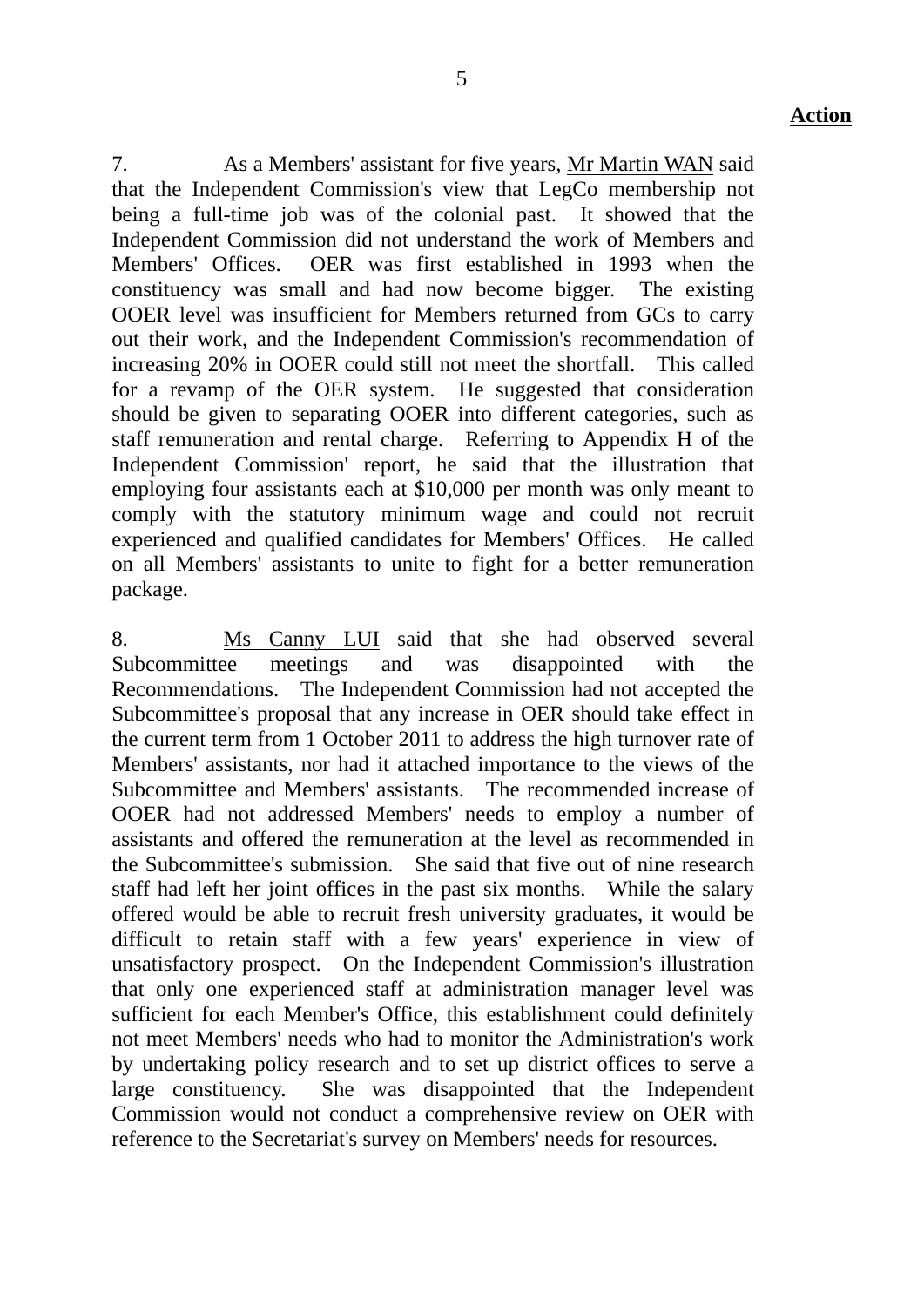**Action**

7. As a Members' assistant for five years, Mr Martin WAN said that the Independent Commission's view that LegCo membership not being a full-time job was of the colonial past. It showed that the Independent Commission did not understand the work of Members and Members' Offices. OER was first established in 1993 when the constituency was small and had now become bigger. The existing OOER level was insufficient for Members returned from GCs to carry out their work, and the Independent Commission's recommendation of increasing 20% in OOER could still not meet the shortfall. This called for a revamp of the OER system. He suggested that consideration should be given to separating OOER into different categories, such as staff remuneration and rental charge. Referring to Appendix H of the Independent Commission' report, he said that the illustration that employing four assistants each at $10,000 per month was only meant to comply with the statutory minimum wage and could not recruit experienced and qualified candidates for Members' Offices. He called on all Members' assistants to unite to fight for a better remuneration package.

8. Ms Canny LUI said that she had observed several Subcommittee meetings and was disappointed with the Recommendations. The Independent Commission had not accepted the Subcommittee's proposal that any increase in OER should take effect in the current term from 1 October 2011 to address the high turnover rate of Members' assistants, nor had it attached importance to the views of the Subcommittee and Members' assistants. The recommended increase of OOER had not addressed Members' needs to employ a number of assistants and offered the remuneration at the level as recommended in the Subcommittee's submission. She said that five out of nine research staff had left her joint offices in the past six months. While the salary offered would be able to recruit fresh university graduates, it would be difficult to retain staff with a few years' experience in view of unsatisfactory prospect. On the Independent Commission's illustration that only one experienced staff at administration manager level was sufficient for each Member's Office, this establishment could definitely not meet Members' needs who had to monitor the Administration's work by undertaking policy research and to set up district offices to serve a large constituency. She was disappointed that the Independent Commission would not conduct a comprehensive review on OER with reference to the Secretariat's survey on Members' needs for resources.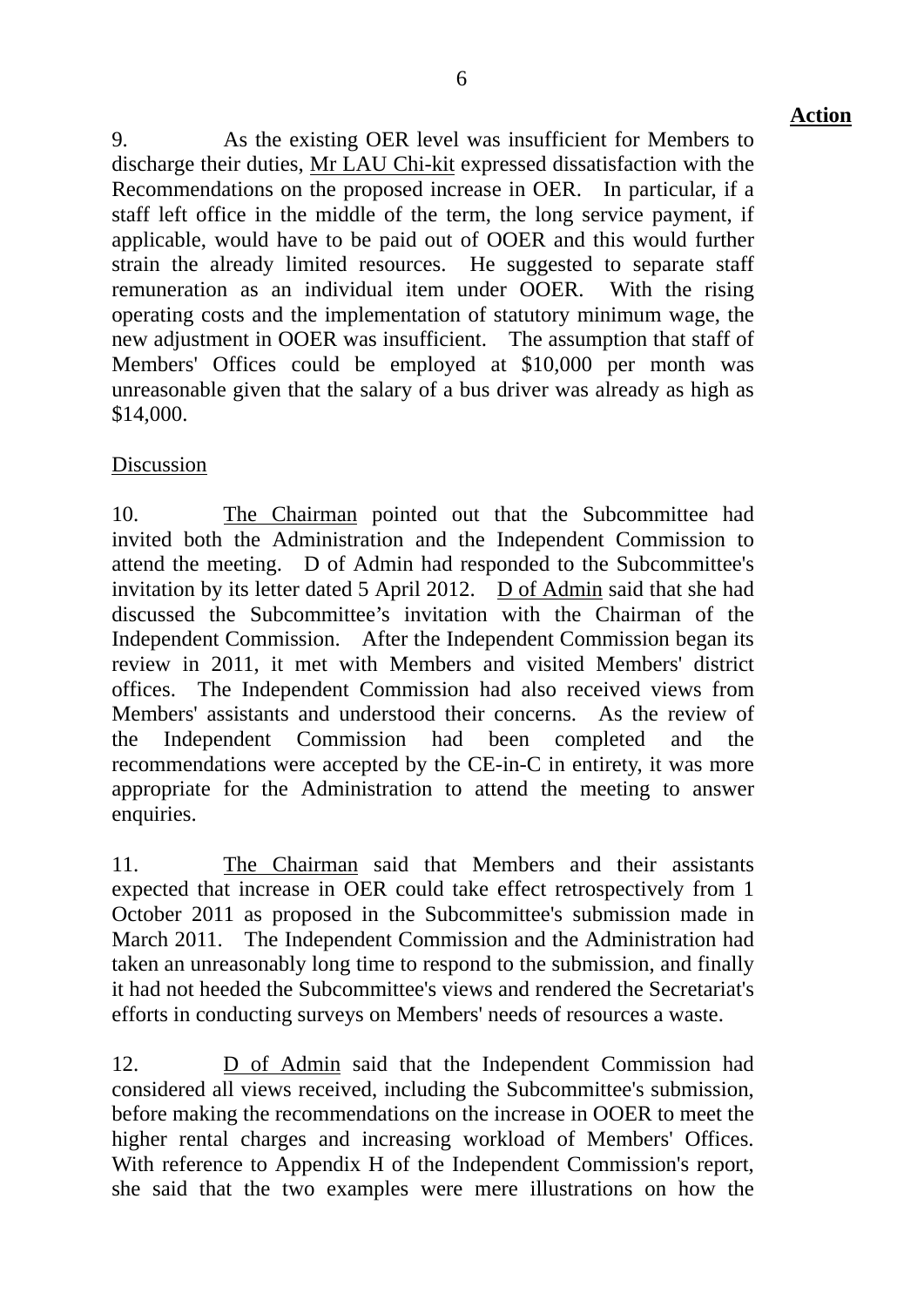**Action**

9. As the existing OER level was insufficient for Members to discharge their duties, Mr LAU Chi-kit expressed dissatisfaction with the Recommendations on the proposed increase in OER. In particular, if a staff left office in the middle of the term, the long service payment, if applicable, would have to be paid out of OOER and this would further strain the already limited resources. He suggested to separate staff remuneration as an individual item under OOER. With the rising operating costs and the implementation of statutory minimum wage, the new adjustment in OOER was insufficient. The assumption that staff of Members' Offices could be employed at $10,000 per month was unreasonable given that the salary of a bus driver was already as high as $14,000.

Discussion

10. The Chairman pointed out that the Subcommittee had invited both the Administration and the Independent Commission to attend the meeting. D of Admin had responded to the Subcommittee's invitation by its letter dated 5 April 2012. D of Admin said that she had discussed the Subcommittee's invitation with the Chairman of the Independent Commission. After the Independent Commission began its review in 2011, it met with Members and visited Members' district offices. The Independent Commission had also received views from Members' assistants and understood their concerns. As the review of the Independent Commission had been completed and the recommendations were accepted by the CE-in-C in entirety, it was more appropriate for the Administration to attend the meeting to answer enquiries.

11. The Chairman said that Members and their assistants expected that increase in OER could take effect retrospectively from 1 October 2011 as proposed in the Subcommittee's submission made in March 2011. The Independent Commission and the Administration had taken an unreasonably long time to respond to the submission, and finally it had not heeded the Subcommittee's views and rendered the Secretariat's efforts in conducting surveys on Members' needs of resources a waste.

12. D of Admin said that the Independent Commission had considered all views received, including the Subcommittee's submission, before making the recommendations on the increase in OOER to meet the higher rental charges and increasing workload of Members' Offices. With reference to Appendix H of the Independent Commission's report, she said that the two examples were mere illustrations on how the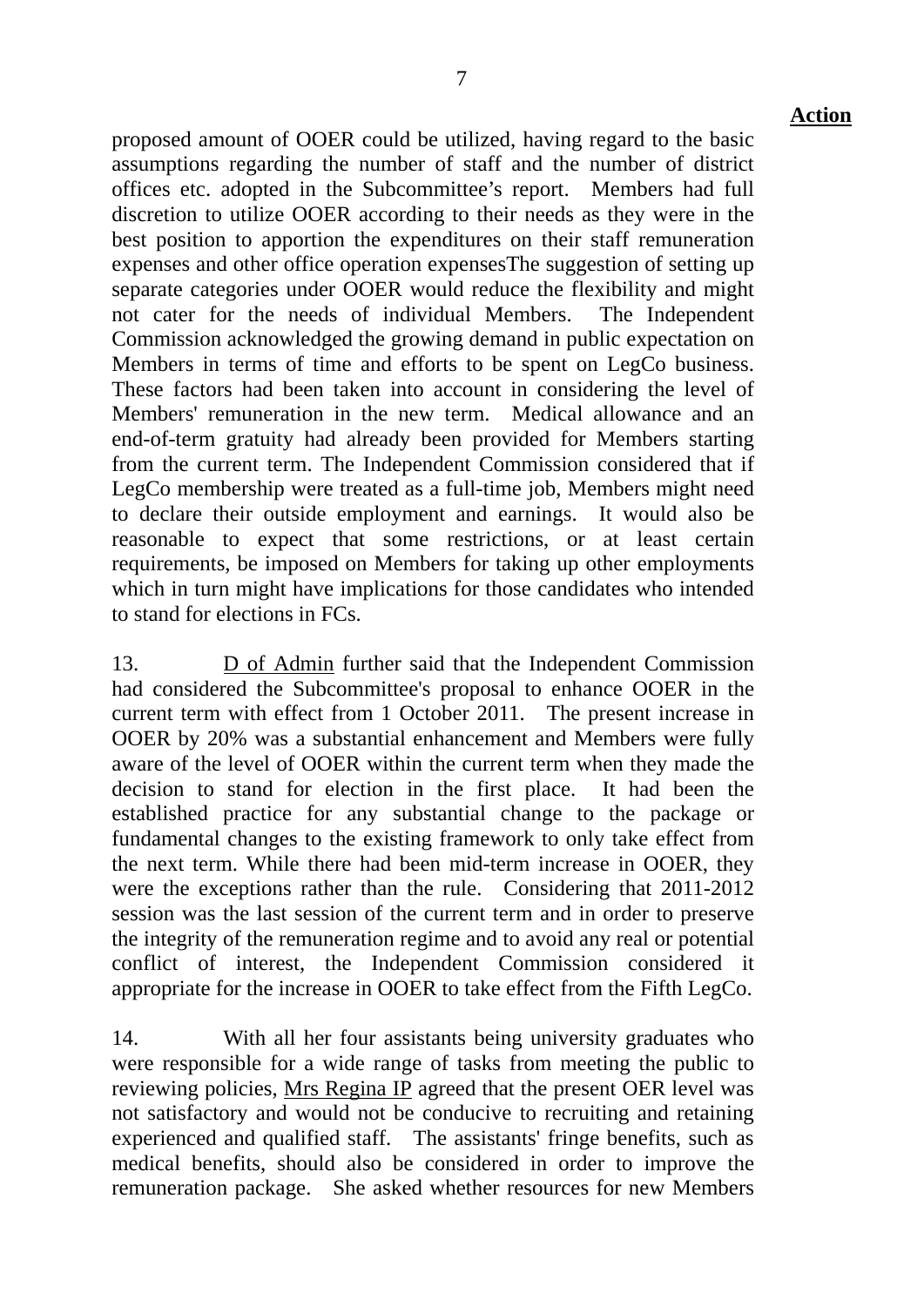**Action**

proposed amount of OOER could be utilized, having regard to the basic assumptions regarding the number of staff and the number of district offices etc. adopted in the Subcommittee's report. Members had full discretion to utilize OOER according to their needs as they were in the best position to apportion the expenditures on their staff remuneration expenses and other office operation expensesThe suggestion of setting up separate categories under OOER would reduce the flexibility and might not cater for the needs of individual Members. The Independent Commission acknowledged the growing demand in public expectation on Members in terms of time and efforts to be spent on LegCo business. These factors had been taken into account in considering the level of Members' remuneration in the new term. Medical allowance and an end-of-term gratuity had already been provided for Members starting from the current term. The Independent Commission considered that if LegCo membership were treated as a full-time job, Members might need to declare their outside employment and earnings. It would also be reasonable to expect that some restrictions, or at least certain requirements, be imposed on Members for taking up other employments which in turn might have implications for those candidates who intended to stand for elections in FCs.

13. D of Admin further said that the Independent Commission had considered the Subcommittee's proposal to enhance OOER in the current term with effect from 1 October 2011. The present increase in OOER by 20% was a substantial enhancement and Members were fully aware of the level of OOER within the current term when they made the decision to stand for election in the first place. It had been the established practice for any substantial change to the package or fundamental changes to the existing framework to only take effect from the next term. While there had been mid-term increase in OOER, they were the exceptions rather than the rule. Considering that 2011-2012 session was the last session of the current term and in order to preserve the integrity of the remuneration regime and to avoid any real or potential conflict of interest, the Independent Commission considered it appropriate for the increase in OOER to take effect from the Fifth LegCo.

14. With all her four assistants being university graduates who were responsible for a wide range of tasks from meeting the public to reviewing policies, Mrs Regina IP agreed that the present OER level was not satisfactory and would not be conducive to recruiting and retaining experienced and qualified staff. The assistants' fringe benefits, such as medical benefits, should also be considered in order to improve the remuneration package. She asked whether resources for new Members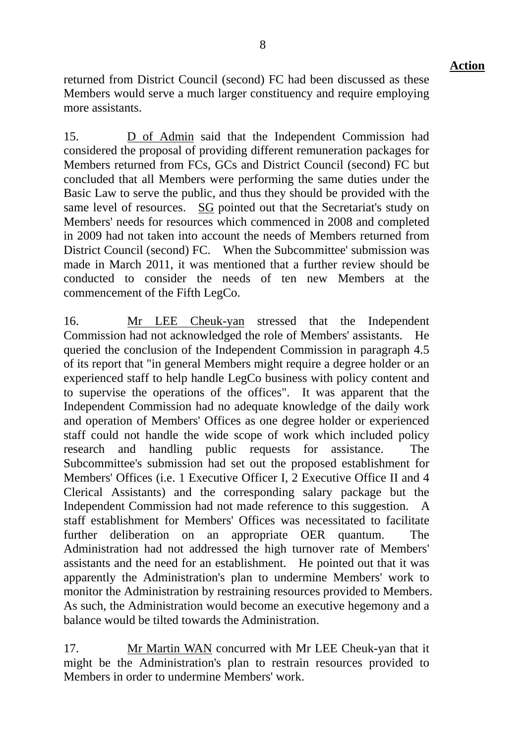**Action**

returned from District Council (second) FC had been discussed as these Members would serve a much larger constituency and require employing more assistants.

15. D of Admin said that the Independent Commission had considered the proposal of providing different remuneration packages for Members returned from FCs, GCs and District Council (second) FC but concluded that all Members were performing the same duties under the Basic Law to serve the public, and thus they should be provided with the same level of resources. SG pointed out that the Secretariat's study on Members' needs for resources which commenced in 2008 and completed in 2009 had not taken into account the needs of Members returned from District Council (second) FC. When the Subcommittee' submission was made in March 2011, it was mentioned that a further review should be conducted to consider the needs of ten new Members at the commencement of the Fifth LegCo.

16. Mr LEE Cheuk-yan stressed that the Independent Commission had not acknowledged the role of Members' assistants. He queried the conclusion of the Independent Commission in paragraph 4.5 of its report that "in general Members might require a degree holder or an experienced staff to help handle LegCo business with policy content and to supervise the operations of the offices". It was apparent that the Independent Commission had no adequate knowledge of the daily work and operation of Members' Offices as one degree holder or experienced staff could not handle the wide scope of work which included policy research and handling public requests for assistance. The Subcommittee's submission had set out the proposed establishment for Members' Offices (i.e. 1 Executive Officer I, 2 Executive Office II and 4 Clerical Assistants) and the corresponding salary package but the Independent Commission had not made reference to this suggestion. A staff establishment for Members' Offices was necessitated to facilitate further deliberation on an appropriate OER quantum. The Administration had not addressed the high turnover rate of Members' assistants and the need for an establishment. He pointed out that it was apparently the Administration's plan to undermine Members' work to monitor the Administration by restraining resources provided to Members. As such, the Administration would become an executive hegemony and a balance would be tilted towards the Administration.

17. Mr Martin WAN concurred with Mr LEE Cheuk-yan that it might be the Administration's plan to restrain resources provided to Members in order to undermine Members' work.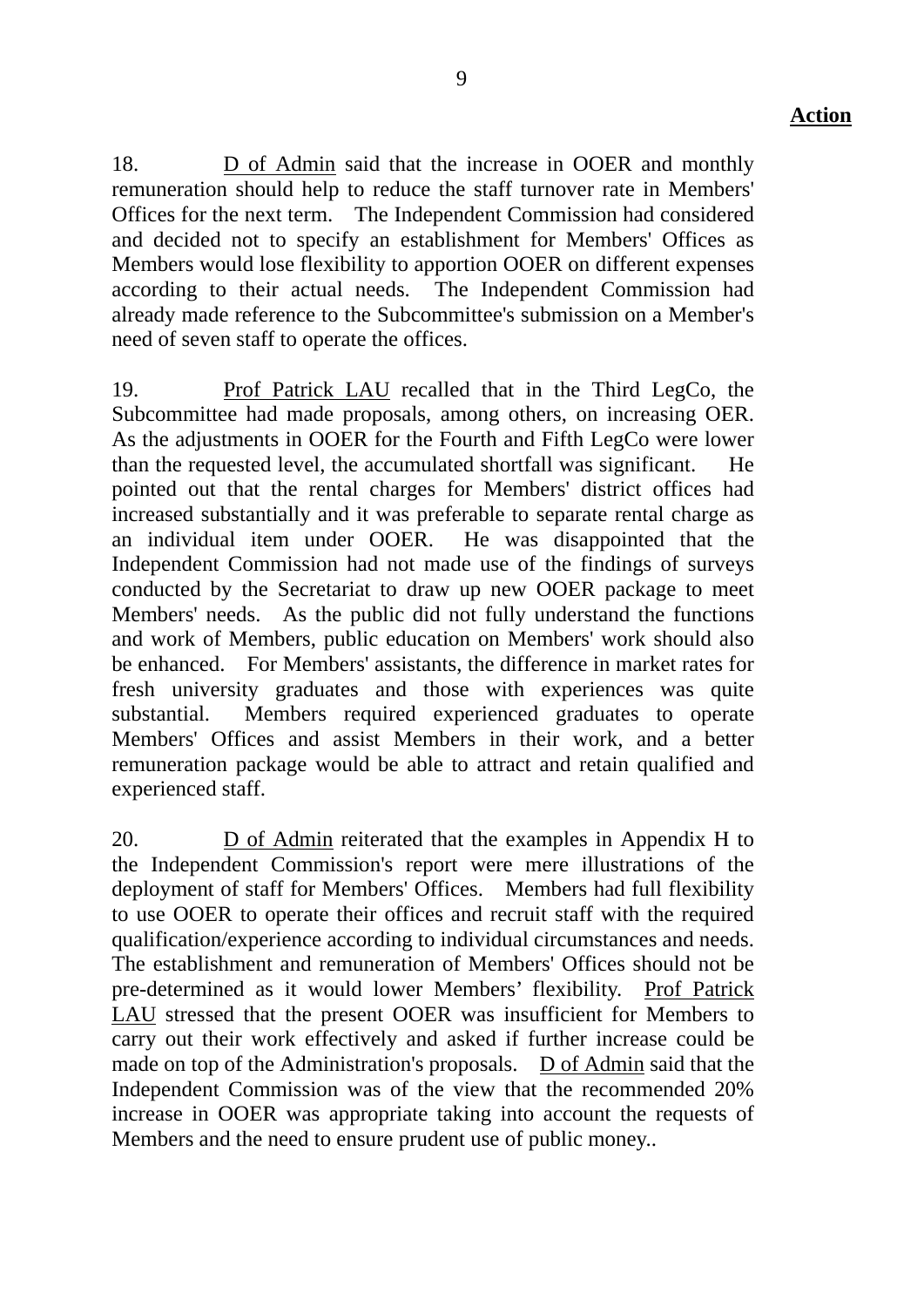**Action**

18. D of Admin said that the increase in OOER and monthly remuneration should help to reduce the staff turnover rate in Members' Offices for the next term. The Independent Commission had considered and decided not to specify an establishment for Members' Offices as Members would lose flexibility to apportion OOER on different expenses according to their actual needs. The Independent Commission had already made reference to the Subcommittee's submission on a Member's need of seven staff to operate the offices.

19. Prof Patrick LAU recalled that in the Third LegCo, the Subcommittee had made proposals, among others, on increasing OER. As the adjustments in OOER for the Fourth and Fifth LegCo were lower than the requested level, the accumulated shortfall was significant. He pointed out that the rental charges for Members' district offices had increased substantially and it was preferable to separate rental charge as an individual item under OOER. He was disappointed that the Independent Commission had not made use of the findings of surveys conducted by the Secretariat to draw up new OOER package to meet Members' needs. As the public did not fully understand the functions and work of Members, public education on Members' work should also be enhanced. For Members' assistants, the difference in market rates for fresh university graduates and those with experiences was quite substantial. Members required experienced graduates to operate Members' Offices and assist Members in their work, and a better remuneration package would be able to attract and retain qualified and experienced staff.

20. D of Admin reiterated that the examples in Appendix H to the Independent Commission's report were mere illustrations of the deployment of staff for Members' Offices. Members had full flexibility to use OOER to operate their offices and recruit staff with the required qualification/experience according to individual circumstances and needs. The establishment and remuneration of Members' Offices should not be pre-determined as it would lower Members' flexibility. Prof Patrick LAU stressed that the present OOER was insufficient for Members to carry out their work effectively and asked if further increase could be made on top of the Administration's proposals. D of Admin said that the Independent Commission was of the view that the recommended 20% increase in OOER was appropriate taking into account the requests of Members and the need to ensure prudent use of public money..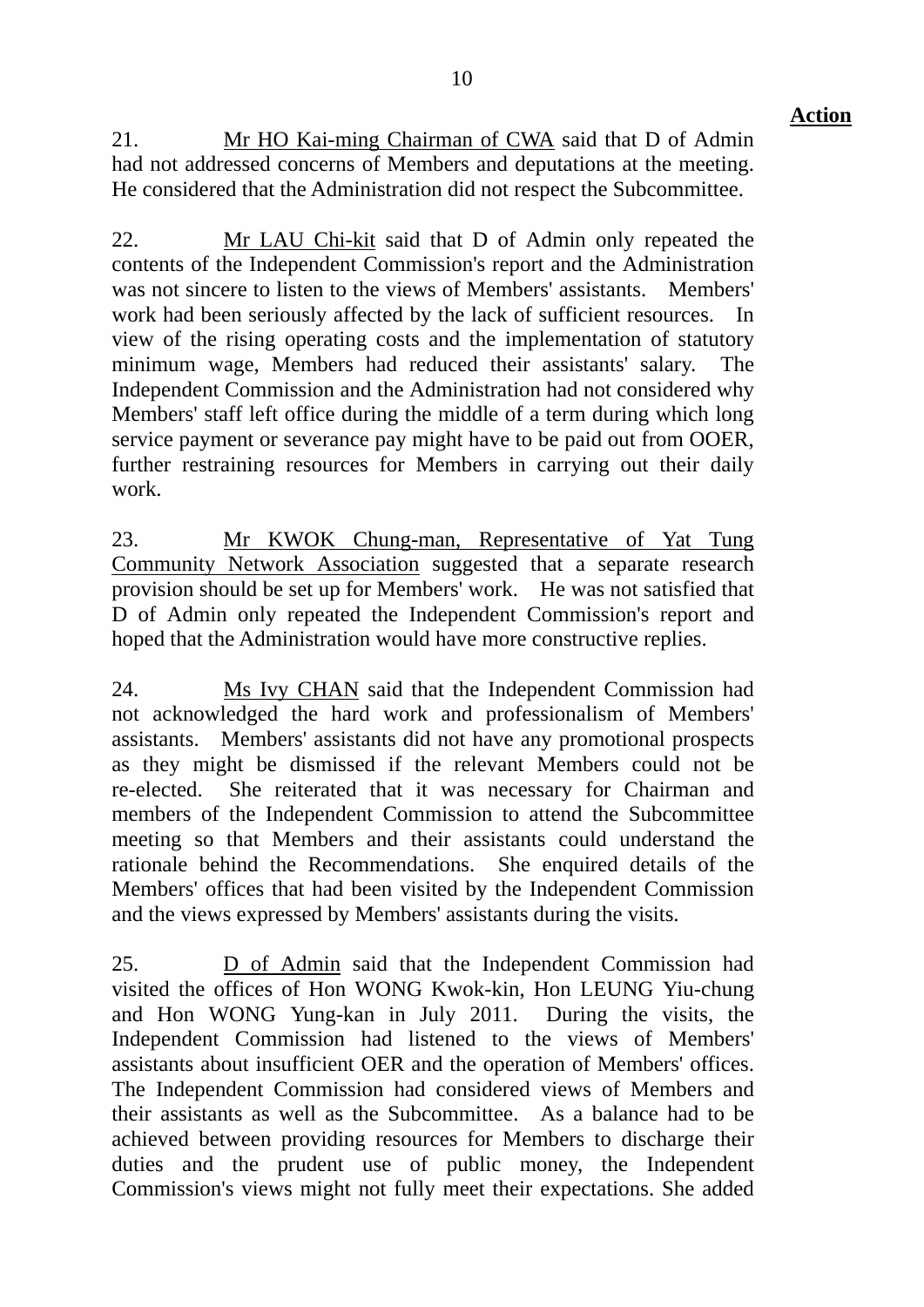**Action**

21. Mr HO Kai-ming Chairman of CWA said that D of Admin had not addressed concerns of Members and deputations at the meeting. He considered that the Administration did not respect the Subcommittee.

22. Mr LAU Chi-kit said that D of Admin only repeated the contents of the Independent Commission's report and the Administration was not sincere to listen to the views of Members' assistants. Members' work had been seriously affected by the lack of sufficient resources. In view of the rising operating costs and the implementation of statutory minimum wage, Members had reduced their assistants' salary. The Independent Commission and the Administration had not considered why Members' staff left office during the middle of a term during which long service payment or severance pay might have to be paid out from OOER, further restraining resources for Members in carrying out their daily work.

23. Mr KWOK Chung-man, Representative of Yat Tung Community Network Association suggested that a separate research provision should be set up for Members' work. He was not satisfied that D of Admin only repeated the Independent Commission's report and hoped that the Administration would have more constructive replies.

24. Ms Ivy CHAN said that the Independent Commission had not acknowledged the hard work and professionalism of Members' assistants. Members' assistants did not have any promotional prospects as they might be dismissed if the relevant Members could not be re-elected. She reiterated that it was necessary for Chairman and members of the Independent Commission to attend the Subcommittee meeting so that Members and their assistants could understand the rationale behind the Recommendations. She enquired details of the Members' offices that had been visited by the Independent Commission and the views expressed by Members' assistants during the visits.

25. D of Admin said that the Independent Commission had visited the offices of Hon WONG Kwok-kin, Hon LEUNG Yiu-chung and Hon WONG Yung-kan in July 2011. During the visits, the Independent Commission had listened to the views of Members' assistants about insufficient OER and the operation of Members' offices. The Independent Commission had considered views of Members and their assistants as well as the Subcommittee. As a balance had to be achieved between providing resources for Members to discharge their duties and the prudent use of public money, the Independent Commission's views might not fully meet their expectations. She added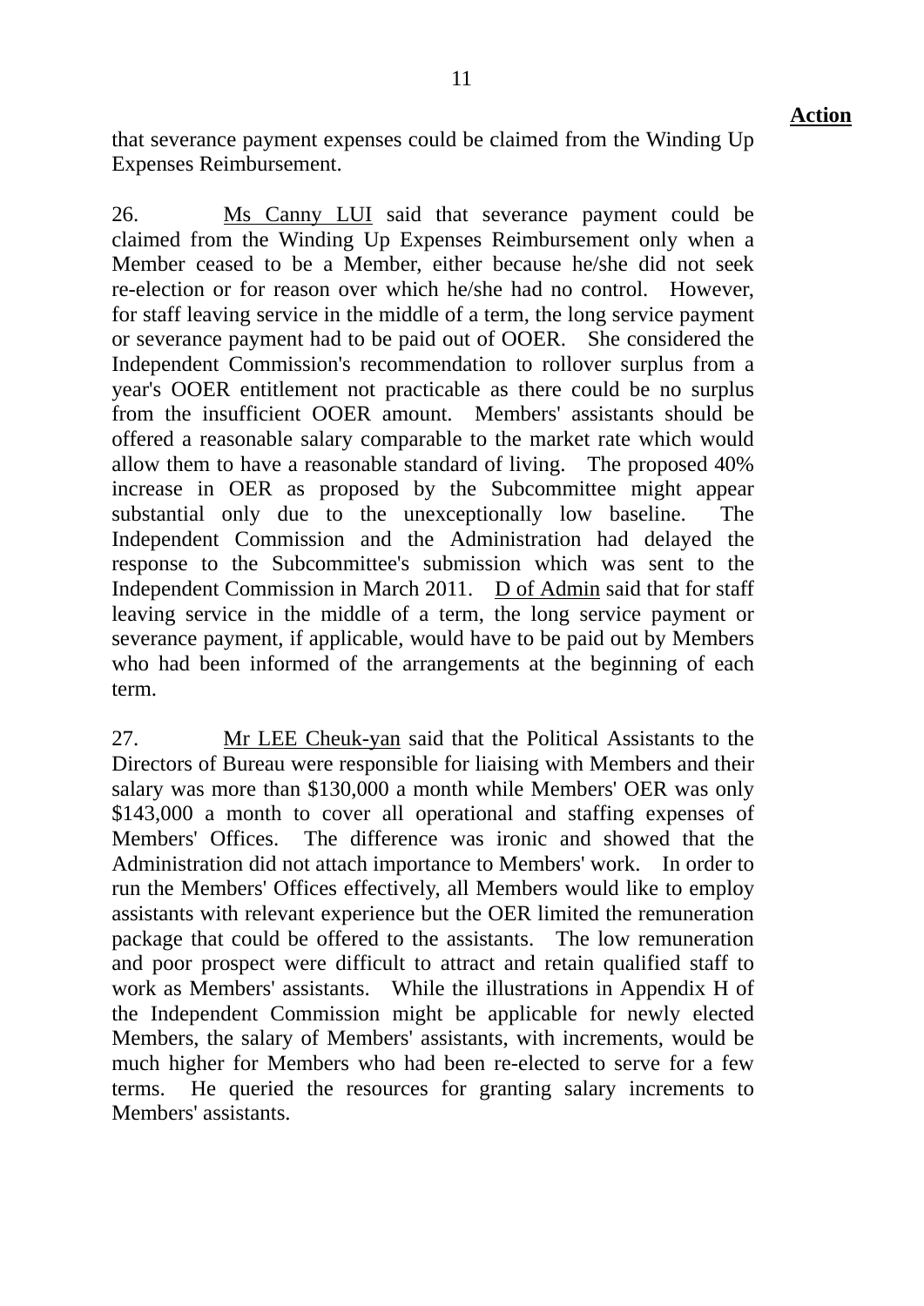**Action**

that severance payment expenses could be claimed from the Winding Up Expenses Reimbursement.

26. Ms Canny LUI said that severance payment could be claimed from the Winding Up Expenses Reimbursement only when a Member ceased to be a Member, either because he/she did not seek re-election or for reason over which he/she had no control. However, for staff leaving service in the middle of a term, the long service payment or severance payment had to be paid out of OOER. She considered the Independent Commission's recommendation to rollover surplus from a year's OOER entitlement not practicable as there could be no surplus from the insufficient OOER amount. Members' assistants should be offered a reasonable salary comparable to the market rate which would allow them to have a reasonable standard of living. The proposed 40% increase in OER as proposed by the Subcommittee might appear substantial only due to the unexceptionally low baseline. The Independent Commission and the Administration had delayed the response to the Subcommittee's submission which was sent to the Independent Commission in March 2011. D of Admin said that for staff leaving service in the middle of a term, the long service payment or severance payment, if applicable, would have to be paid out by Members who had been informed of the arrangements at the beginning of each term.

27. Mr LEE Cheuk-yan said that the Political Assistants to the Directors of Bureau were responsible for liaising with Members and their salary was more than $130,000 a month while Members' OER was only $143,000 a month to cover all operational and staffing expenses of Members' Offices. The difference was ironic and showed that the Administration did not attach importance to Members' work. In order to run the Members' Offices effectively, all Members would like to employ assistants with relevant experience but the OER limited the remuneration package that could be offered to the assistants. The low remuneration and poor prospect were difficult to attract and retain qualified staff to work as Members' assistants. While the illustrations in Appendix H of the Independent Commission might be applicable for newly elected Members, the salary of Members' assistants, with increments, would be much higher for Members who had been re-elected to serve for a few terms. He queried the resources for granting salary increments to Members' assistants.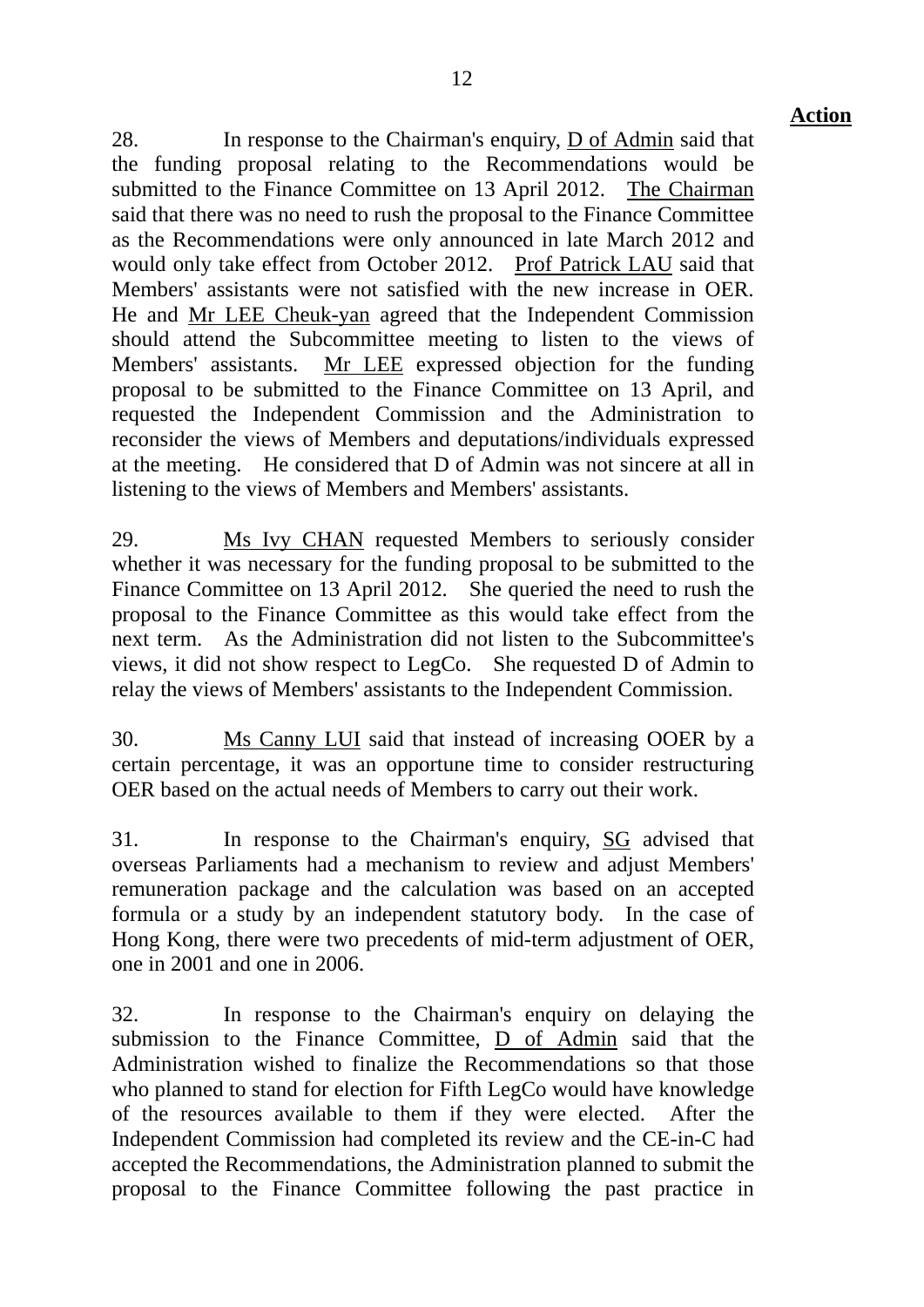**Action**

28. In response to the Chairman's enquiry, D of Admin said that the funding proposal relating to the Recommendations would be submitted to the Finance Committee on 13 April 2012. The Chairman said that there was no need to rush the proposal to the Finance Committee as the Recommendations were only announced in late March 2012 and would only take effect from October 2012. Prof Patrick LAU said that Members' assistants were not satisfied with the new increase in OER. He and Mr LEE Cheuk-yan agreed that the Independent Commission should attend the Subcommittee meeting to listen to the views of Members' assistants. Mr LEE expressed objection for the funding proposal to be submitted to the Finance Committee on 13 April, and requested the Independent Commission and the Administration to reconsider the views of Members and deputations/individuals expressed at the meeting. He considered that D of Admin was not sincere at all in listening to the views of Members and Members' assistants.

29. Ms Ivy CHAN requested Members to seriously consider whether it was necessary for the funding proposal to be submitted to the Finance Committee on 13 April 2012. She queried the need to rush the proposal to the Finance Committee as this would take effect from the next term. As the Administration did not listen to the Subcommittee's views, it did not show respect to LegCo. She requested D of Admin to relay the views of Members' assistants to the Independent Commission.

30. Ms Canny LUI said that instead of increasing OOER by a certain percentage, it was an opportune time to consider restructuring OER based on the actual needs of Members to carry out their work.

31. In response to the Chairman's enquiry, SG advised that overseas Parliaments had a mechanism to review and adjust Members' remuneration package and the calculation was based on an accepted formula or a study by an independent statutory body. In the case of Hong Kong, there were two precedents of mid-term adjustment of OER, one in 2001 and one in 2006.

32. In response to the Chairman's enquiry on delaying the submission to the Finance Committee, D of Admin said that the Administration wished to finalize the Recommendations so that those who planned to stand for election for Fifth LegCo would have knowledge of the resources available to them if they were elected. After the Independent Commission had completed its review and the CE-in-C had accepted the Recommendations, the Administration planned to submit the proposal to the Finance Committee following the past practice in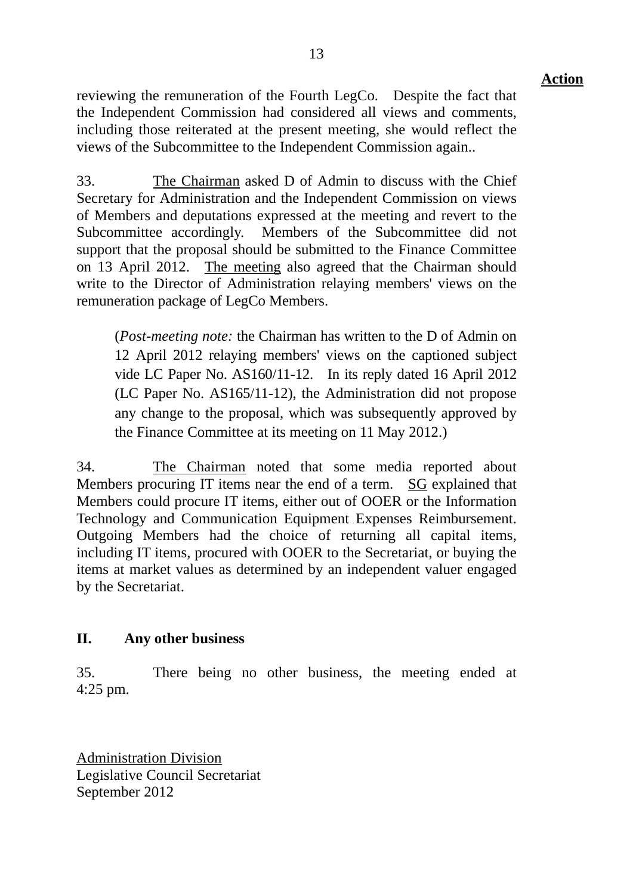**Action**

reviewing the remuneration of the Fourth LegCo. Despite the fact that the Independent Commission had considered all views and comments, including those reiterated at the present meeting, she would reflect the views of the Subcommittee to the Independent Commission again..

33. The Chairman asked D of Admin to discuss with the Chief Secretary for Administration and the Independent Commission on views of Members and deputations expressed at the meeting and revert to the Subcommittee accordingly. Members of the Subcommittee did not support that the proposal should be submitted to the Finance Committee on 13 April 2012. The meeting also agreed that the Chairman should write to the Director of Administration relaying members' views on the remuneration package of LegCo Members.

> (*Post-meeting note:* the Chairman has written to the D of Admin on 12 April 2012 relaying members' views on the captioned subject vide LC Paper No. AS160/11-12. In its reply dated 16 April 2012 (LC Paper No. AS165/11-12), the Administration did not propose any change to the proposal, which was subsequently approved by the Finance Committee at its meeting on 11 May 2012.)

34. The Chairman noted that some media reported about Members procuring IT items near the end of a term. SG explained that Members could procure IT items, either out of OOER or the Information Technology and Communication Equipment Expenses Reimbursement. Outgoing Members had the choice of returning all capital items, including IT items, procured with OOER to the Secretariat, or buying the items at market values as determined by an independent valuer engaged by the Secretariat.

## II. Any other business

35. There being no other business, the meeting ended at 4:25 pm.

Administration Division
Legislative Council Secretariat
September 2012